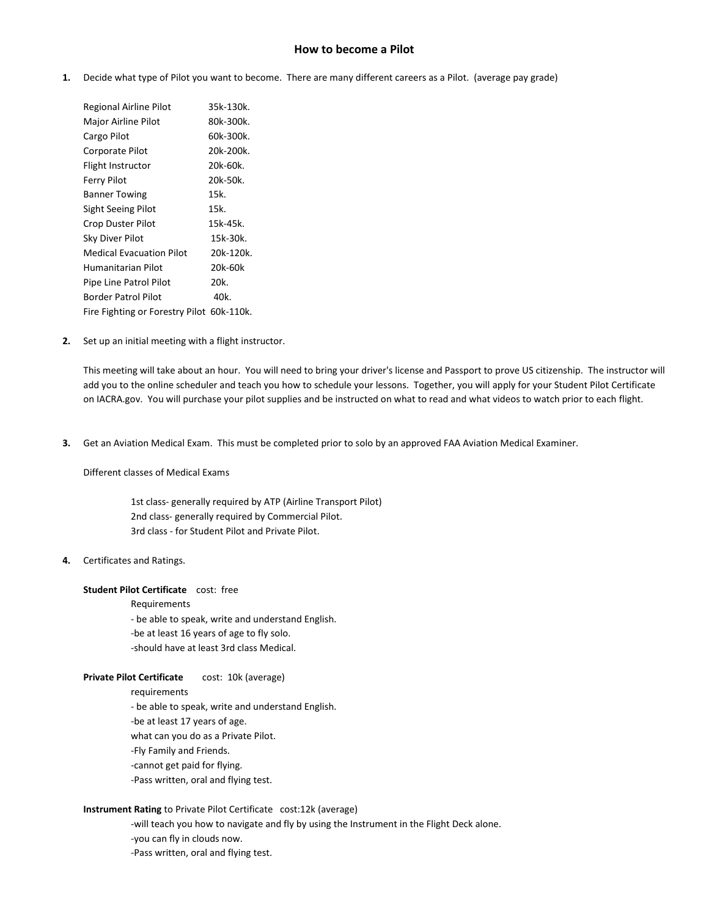# How to become a Pilot

1. Decide what type of Pilot you want to become. There are many different careers as a Pilot. (average pay grade)

| | |
|---|---|
| Regional Airline Pilot | 35k-130k. |
| Major Airline Pilot | 80k-300k. |
| Cargo Pilot | 60k-300k. |
| Corporate Pilot | 20k-200k. |
| Flight Instructor | 20k-60k. |
| Ferry Pilot | 20k-50k. |
| Banner Towing | 15k. |
| Sight Seeing Pilot | 15k. |
| Crop Duster Pilot | 15k-45k. |
| Sky Diver Pilot | 15k-30k. |
| Medical Evacuation Pilot | 20k-120k. |
| Humanitarian Pilot | 20k-60k |
| Pipe Line Patrol Pilot | 20k. |
| Border Patrol Pilot | 40k. |
| Fire Fighting or Forestry Pilot | 60k-110k. |

2. Set up an initial meeting with a flight instructor.

   This meeting will take about an hour. You will need to bring your driver's license and Passport to prove US citizenship. The instructor will add you to the online scheduler and teach you how to schedule your lessons. Together, you will apply for your Student Pilot Certificate on IACRA.gov. You will purchase your pilot supplies and be instructed on what to read and what videos to watch prior to each flight.

3. Get an Aviation Medical Exam. This must be completed prior to solo by an approved FAA Aviation Medical Examiner.

   Different classes of Medical Exams

   1st class- generally required by ATP (Airline Transport Pilot)
   2nd class- generally required by Commercial Pilot.
   3rd class - for Student Pilot and Private Pilot.

4. Certificates and Ratings.

   **Student Pilot Certificate** cost: free

   Requirements
   - be able to speak, write and understand English.
   -be at least 16 years of age to fly solo.
   -should have at least 3rd class Medical.

   **Private Pilot Certificate** cost: 10k (average)

   requirements
   - be able to speak, write and understand English.
   -be at least 17 years of age.
   what can you do as a Private Pilot.
   -Fly Family and Friends.
   -cannot get paid for flying.
   -Pass written, oral and flying test.

   **Instrument Rating** to Private Pilot Certificate cost:12k (average)

   -will teach you how to navigate and fly by using the Instrument in the Flight Deck alone.
   -you can fly in clouds now.
   -Pass written, oral and flying test.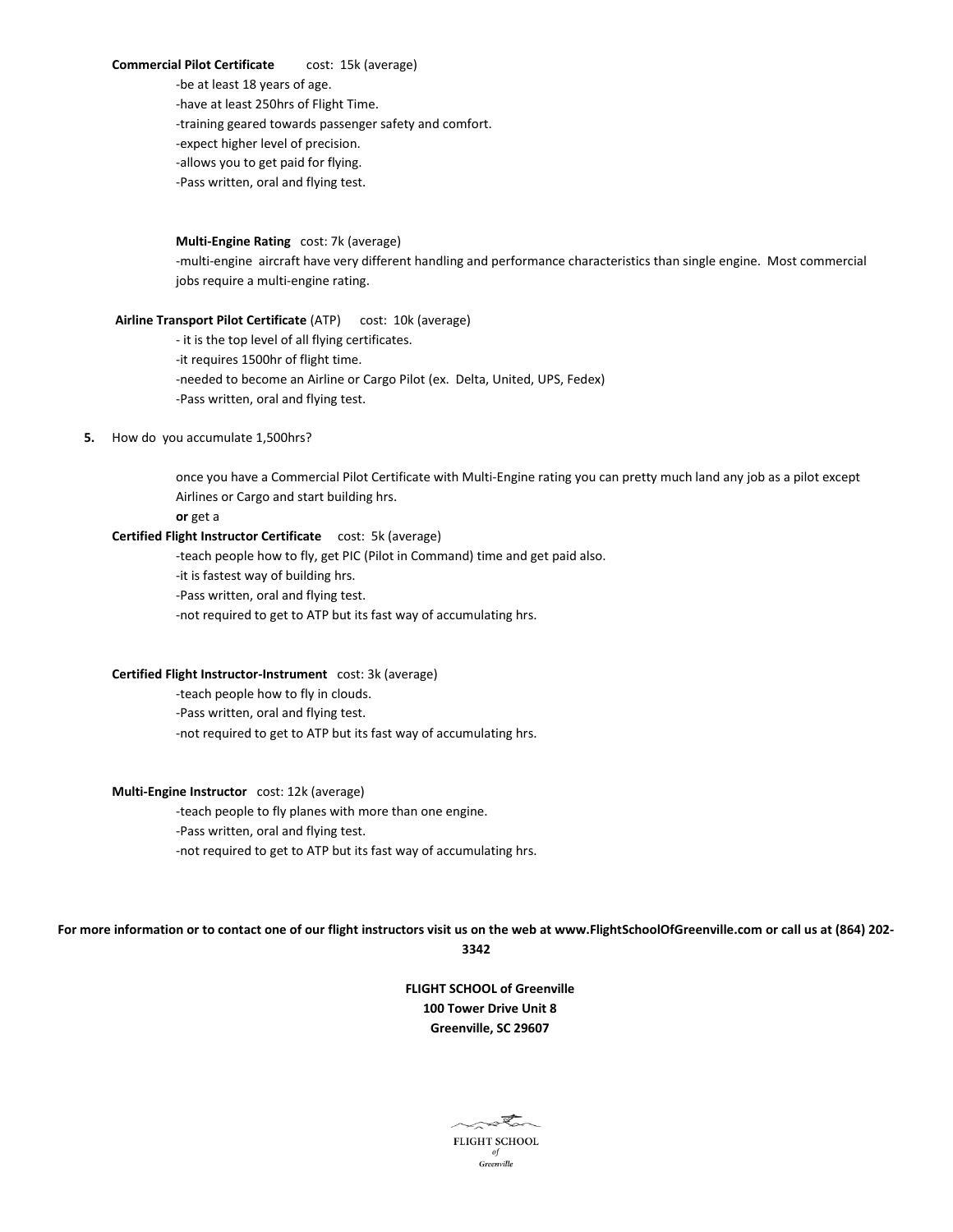**Commercial Pilot Certificate** cost: 15k (average)

-be at least 18 years of age.
-have at least 250hrs of Flight Time.
-training geared towards passenger safety and comfort.
-expect higher level of precision.
-allows you to get paid for flying.
-Pass written, oral and flying test.

**Multi-Engine Rating** cost: 7k (average)

-multi-engine aircraft have very different handling and performance characteristics than single engine. Most commercial jobs require a multi-engine rating.

**Airline Transport Pilot Certificate** (ATP) cost: 10k (average)

- it is the top level of all flying certificates.
-it requires 1500hr of flight time.
-needed to become an Airline or Cargo Pilot (ex. Delta, United, UPS, Fedex)
-Pass written, oral and flying test.

**5.** How do you accumulate 1,500hrs?

once you have a Commercial Pilot Certificate with Multi-Engine rating you can pretty much land any job as a pilot except Airlines or Cargo and start building hrs.
**or** get a

**Certified Flight Instructor Certificate** cost: 5k (average)

-teach people how to fly, get PIC (Pilot in Command) time and get paid also.
-it is fastest way of building hrs.
-Pass written, oral and flying test.
-not required to get to ATP but its fast way of accumulating hrs.

**Certified Flight Instructor-Instrument** cost: 3k (average)

-teach people how to fly in clouds.
-Pass written, oral and flying test.
-not required to get to ATP but its fast way of accumulating hrs.

**Multi-Engine Instructor** cost: 12k (average)

-teach people to fly planes with more than one engine.
-Pass written, oral and flying test.
-not required to get to ATP but its fast way of accumulating hrs.

**For more information or to contact one of our flight instructors visit us on the web at www.FlightSchoolOfGreenville.com or call us at (864) 202-3342**

**FLIGHT SCHOOL of Greenville**
**100 Tower Drive Unit 8**
**Greenville, SC 29607**

FLIGHT SCHOOL
of
Greenville